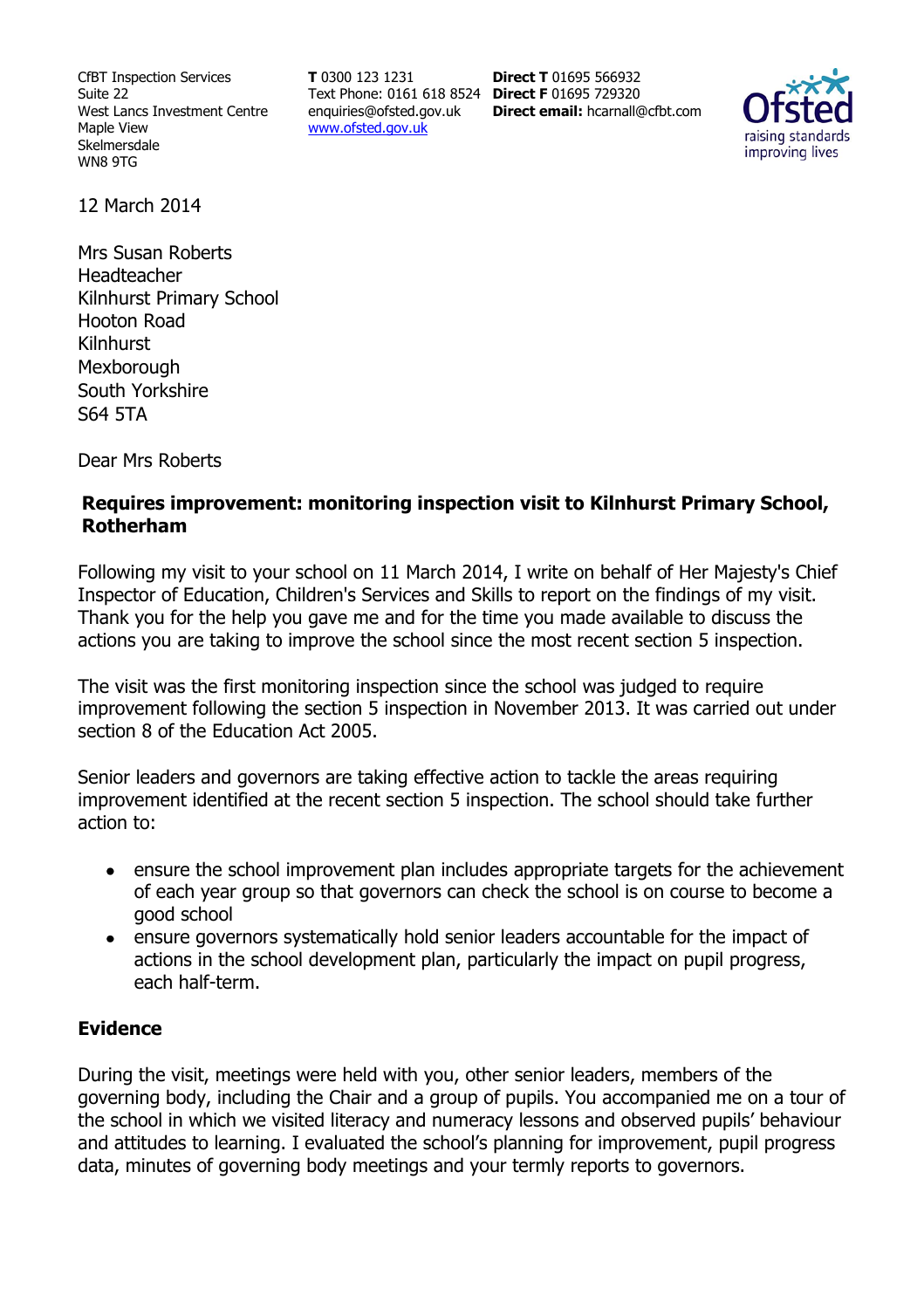CfBT Inspection Services
Suite 22
West Lancs Investment Centre
Maple View
Skelmersdale
WN8 9TG

**T** 0300 123 1231
Text Phone: 0161 618 8524
enquiries@ofsted.gov.uk
www.ofsted.gov.uk

**Direct T** 01695 566932
**Direct F** 01695 729320
**Direct email:** hcarnall@cfbt.com

12 March 2014

Mrs Susan Roberts
Headteacher
Kilnhurst Primary School
Hooton Road
Kilnhurst
Mexborough
South Yorkshire
S64 5TA

Dear Mrs Roberts

**Requires improvement: monitoring inspection visit to Kilnhurst Primary School, Rotherham**

Following my visit to your school on 11 March 2014, I write on behalf of Her Majesty's Chief Inspector of Education, Children's Services and Skills to report on the findings of my visit. Thank you for the help you gave me and for the time you made available to discuss the actions you are taking to improve the school since the most recent section 5 inspection.

The visit was the first monitoring inspection since the school was judged to require improvement following the section 5 inspection in November 2013. It was carried out under section 8 of the Education Act 2005.

Senior leaders and governors are taking effective action to tackle the areas requiring improvement identified at the recent section 5 inspection. The school should take further action to:

- ensure the school improvement plan includes appropriate targets for the achievement of each year group so that governors can check the school is on course to become a good school
- ensure governors systematically hold senior leaders accountable for the impact of actions in the school development plan, particularly the impact on pupil progress, each half-term.

## Evidence

During the visit, meetings were held with you, other senior leaders, members of the governing body, including the Chair and a group of pupils. You accompanied me on a tour of the school in which we visited literacy and numeracy lessons and observed pupils' behaviour and attitudes to learning. I evaluated the school's planning for improvement, pupil progress data, minutes of governing body meetings and your termly reports to governors.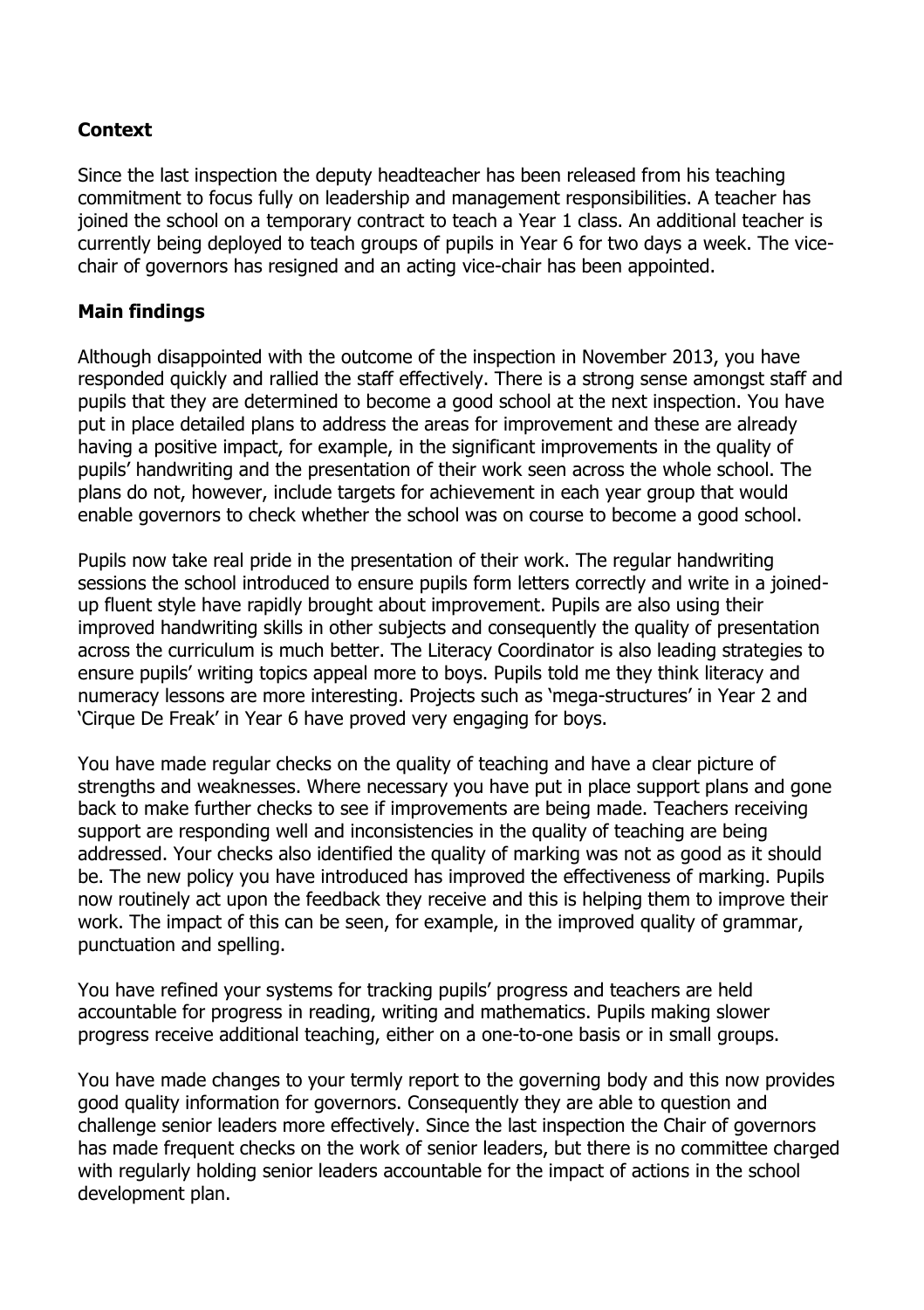## Context

Since the last inspection the deputy headteacher has been released from his teaching commitment to focus fully on leadership and management responsibilities. A teacher has joined the school on a temporary contract to teach a Year 1 class. An additional teacher is currently being deployed to teach groups of pupils in Year 6 for two days a week. The vice-chair of governors has resigned and an acting vice-chair has been appointed.

## Main findings

Although disappointed with the outcome of the inspection in November 2013, you have responded quickly and rallied the staff effectively. There is a strong sense amongst staff and pupils that they are determined to become a good school at the next inspection. You have put in place detailed plans to address the areas for improvement and these are already having a positive impact, for example, in the significant improvements in the quality of pupils' handwriting and the presentation of their work seen across the whole school. The plans do not, however, include targets for achievement in each year group that would enable governors to check whether the school was on course to become a good school.

Pupils now take real pride in the presentation of their work. The regular handwriting sessions the school introduced to ensure pupils form letters correctly and write in a joined-up fluent style have rapidly brought about improvement. Pupils are also using their improved handwriting skills in other subjects and consequently the quality of presentation across the curriculum is much better. The Literacy Coordinator is also leading strategies to ensure pupils' writing topics appeal more to boys. Pupils told me they think literacy and numeracy lessons are more interesting. Projects such as 'mega-structures' in Year 2 and 'Cirque De Freak' in Year 6 have proved very engaging for boys.

You have made regular checks on the quality of teaching and have a clear picture of strengths and weaknesses. Where necessary you have put in place support plans and gone back to make further checks to see if improvements are being made. Teachers receiving support are responding well and inconsistencies in the quality of teaching are being addressed. Your checks also identified the quality of marking was not as good as it should be. The new policy you have introduced has improved the effectiveness of marking. Pupils now routinely act upon the feedback they receive and this is helping them to improve their work. The impact of this can be seen, for example, in the improved quality of grammar, punctuation and spelling.

You have refined your systems for tracking pupils' progress and teachers are held accountable for progress in reading, writing and mathematics. Pupils making slower progress receive additional teaching, either on a one-to-one basis or in small groups.

You have made changes to your termly report to the governing body and this now provides good quality information for governors. Consequently they are able to question and challenge senior leaders more effectively. Since the last inspection the Chair of governors has made frequent checks on the work of senior leaders, but there is no committee charged with regularly holding senior leaders accountable for the impact of actions in the school development plan.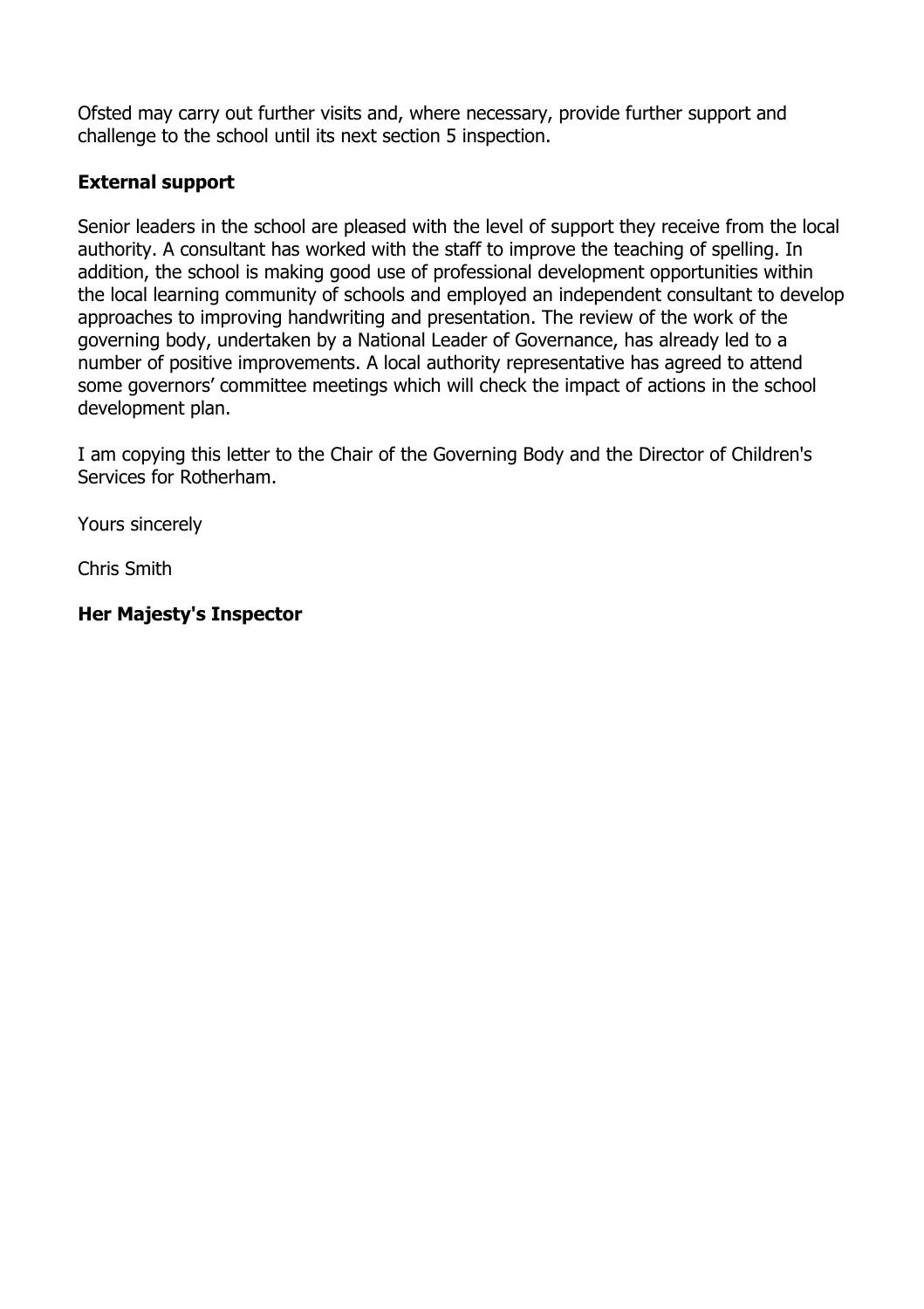Ofsted may carry out further visits and, where necessary, provide further support and challenge to the school until its next section 5 inspection.

### External support

Senior leaders in the school are pleased with the level of support they receive from the local authority. A consultant has worked with the staff to improve the teaching of spelling. In addition, the school is making good use of professional development opportunities within the local learning community of schools and employed an independent consultant to develop approaches to improving handwriting and presentation. The review of the work of the governing body, undertaken by a National Leader of Governance, has already led to a number of positive improvements. A local authority representative has agreed to attend some governors' committee meetings which will check the impact of actions in the school development plan.

I am copying this letter to the Chair of the Governing Body and the Director of Children's Services for Rotherham.

Yours sincerely

Chris Smith

**Her Majesty's Inspector**